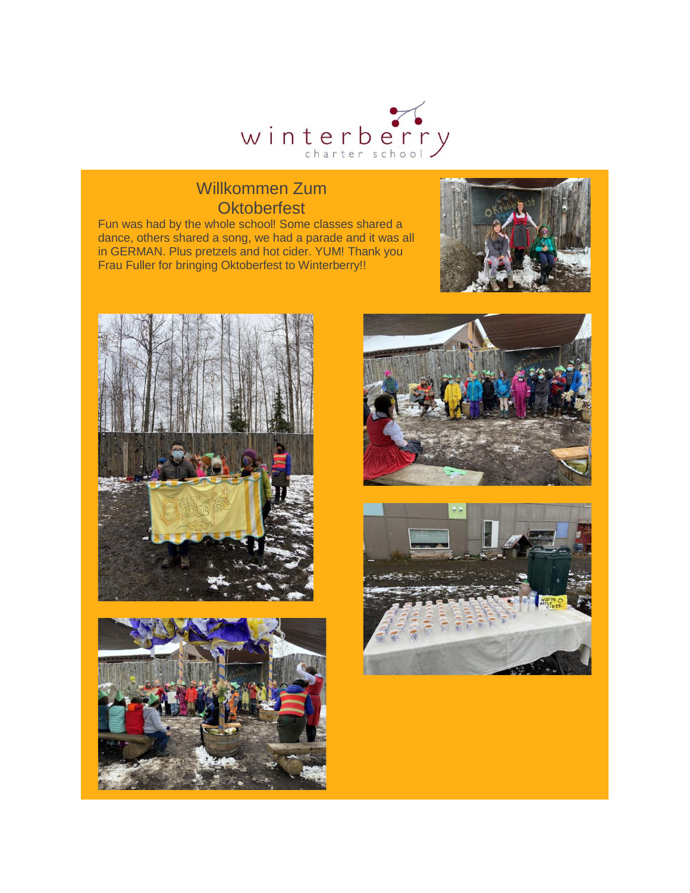winterberry
charter school

## Willkommen Zum Oktoberfest

Fun was had by the whole school! Some classes shared a dance, others shared a song, we had a parade and it was all in GERMAN. Plus pretzels and hot cider. YUM! Thank you Frau Fuller for bringing Oktoberfest to Winterberry!!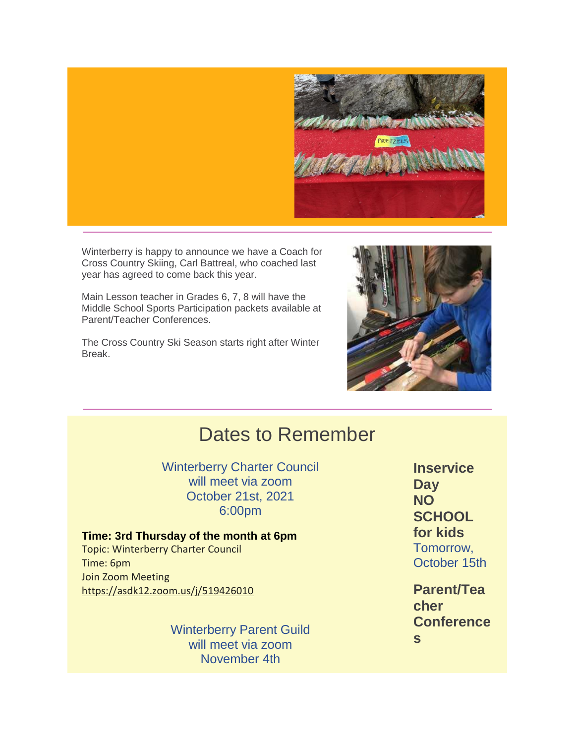Winterberry is happy to announce we have a Coach for Cross Country Skiing, Carl Battreal, who coached last year has agreed to come back this year.

Main Lesson teacher in Grades 6, 7, 8 will have the Middle School Sports Participation packets available at Parent/Teacher Conferences.

The Cross Country Ski Season starts right after Winter Break.

---

## Dates to Remember

Winterberry Charter Council
will meet via zoom
October 21st, 2021
6:00pm

**Time: 3rd Thursday of the month at 6pm**
Topic: Winterberry Charter Council
Time: 6pm
Join Zoom Meeting
https://asdk12.zoom.us/j/519426010

Winterberry Parent Guild
will meet via zoom
November 4th

**Inservice Day NO SCHOOL for kids**
Tomorrow, October 15th

**Parent/Teacher Conferences**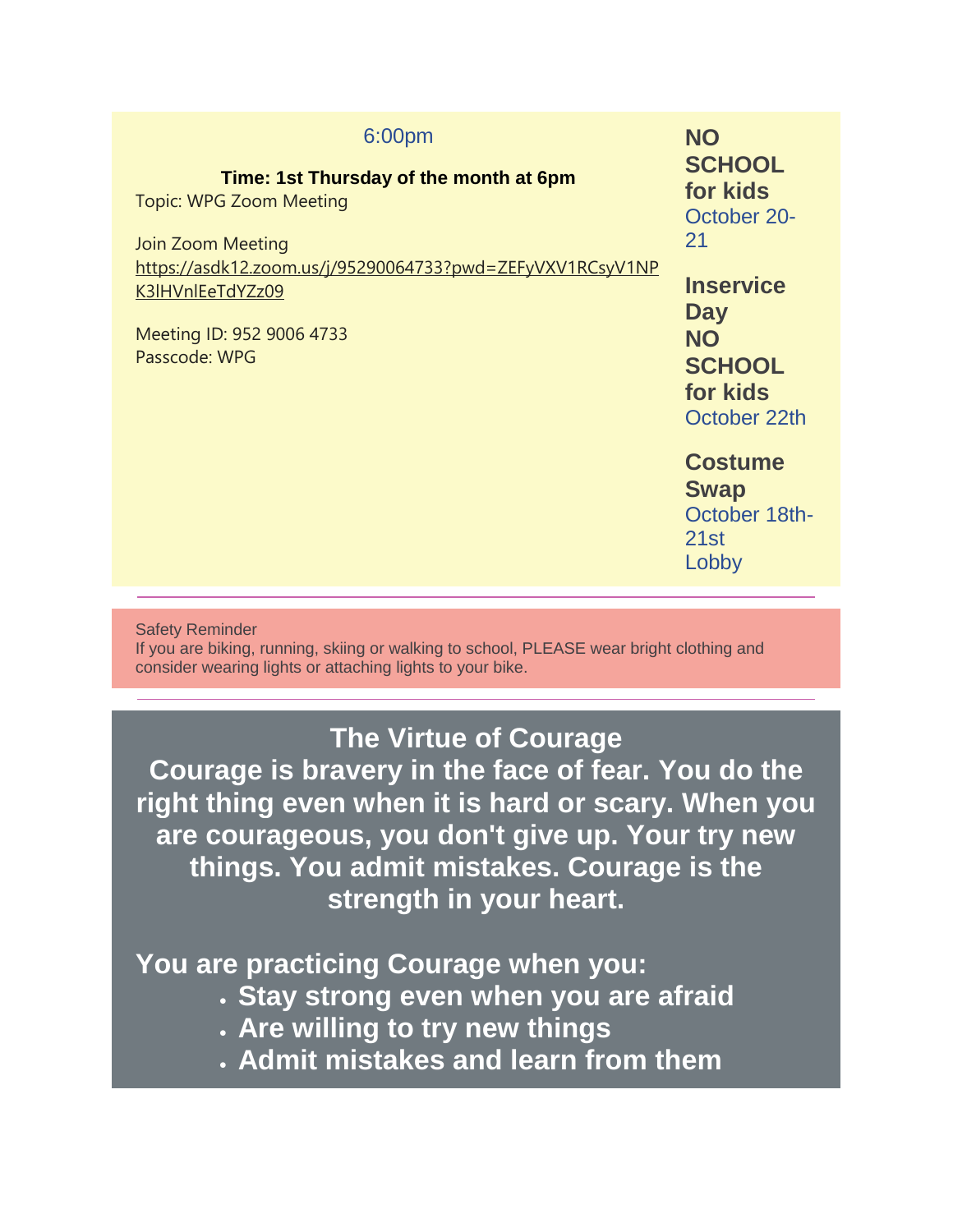6:00pm

**Time: 1st Thursday of the month at 6pm**

Topic: WPG Zoom Meeting

Join Zoom Meeting
https://asdk12.zoom.us/j/95290064733?pwd=ZEFyVXV1RCsyV1NPK3lHVnlEeTdYZz09

Meeting ID: 952 9006 4733
Passcode: WPG

**NO SCHOOL for kids**
October 20-21

**Inservice Day**
**NO SCHOOL for kids**
October 22th

**Costume Swap**
October 18th-21st
Lobby

---

Safety Reminder
If you are biking, running, skiing or walking to school, PLEASE wear bright clothing and consider wearing lights or attaching lights to your bike.

---

## The Virtue of Courage

**Courage is bravery in the face of fear. You do the right thing even when it is hard or scary. When you are courageous, you don't give up. Your try new things. You admit mistakes. Courage is the strength in your heart.**

**You are practicing Courage when you:**

- **Stay strong even when you are afraid**
- **Are willing to try new things**
- **Admit mistakes and learn from them**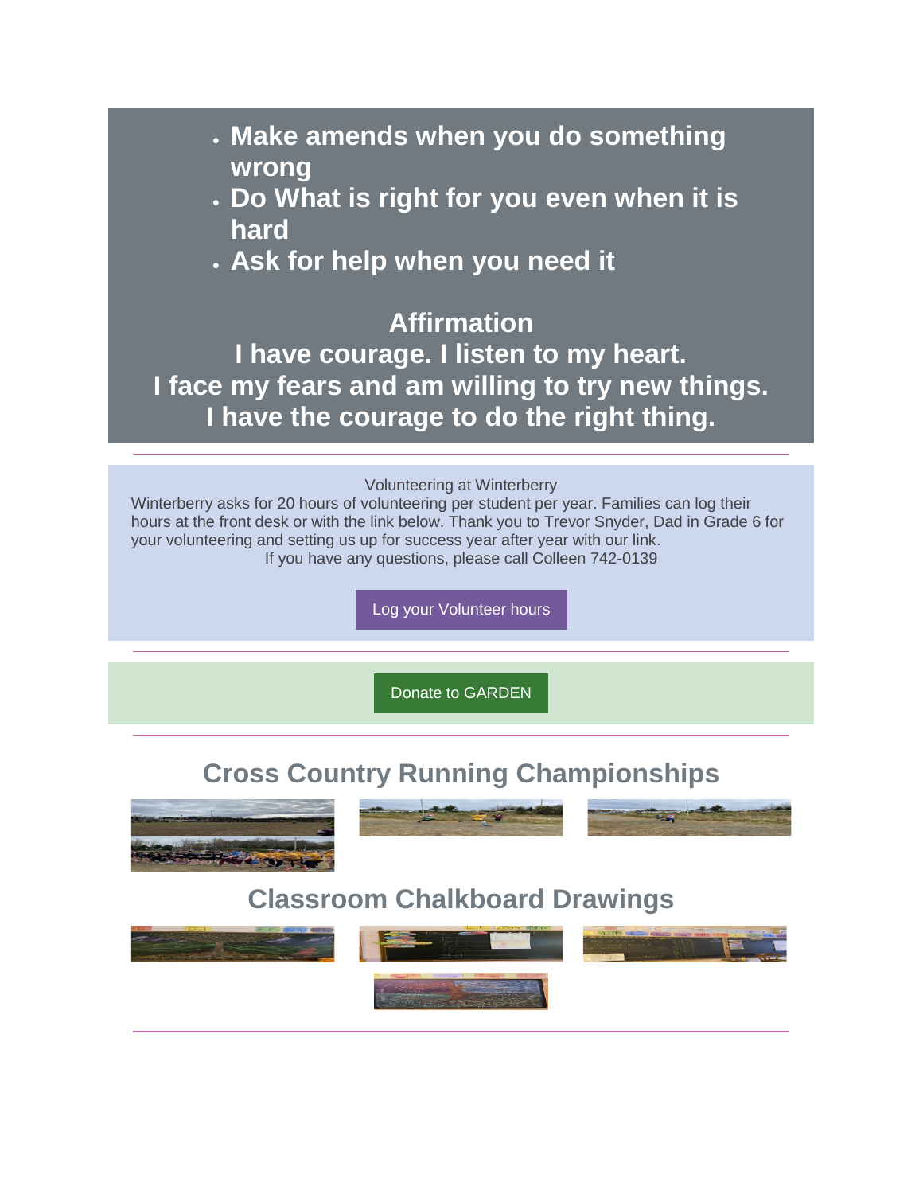- **Make amends when you do something wrong**
- **Do What is right for you even when it is hard**
- **Ask for help when you need it**

**Affirmation**
**I have courage. I listen to my heart.**
**I face my fears and am willing to try new things.**
**I have the courage to do the right thing.**

---

Volunteering at Winterberry

Winterberry asks for 20 hours of volunteering per student per year. Families can log their hours at the front desk or with the link below. Thank you to Trevor Snyder, Dad in Grade 6 for your volunteering and setting us up for success year after year with our link.

If you have any questions, please call Colleen 742-0139

Log your Volunteer hours

---

Donate to GARDEN

---

## Cross Country Running Championships

## Classroom Chalkboard Drawings

---